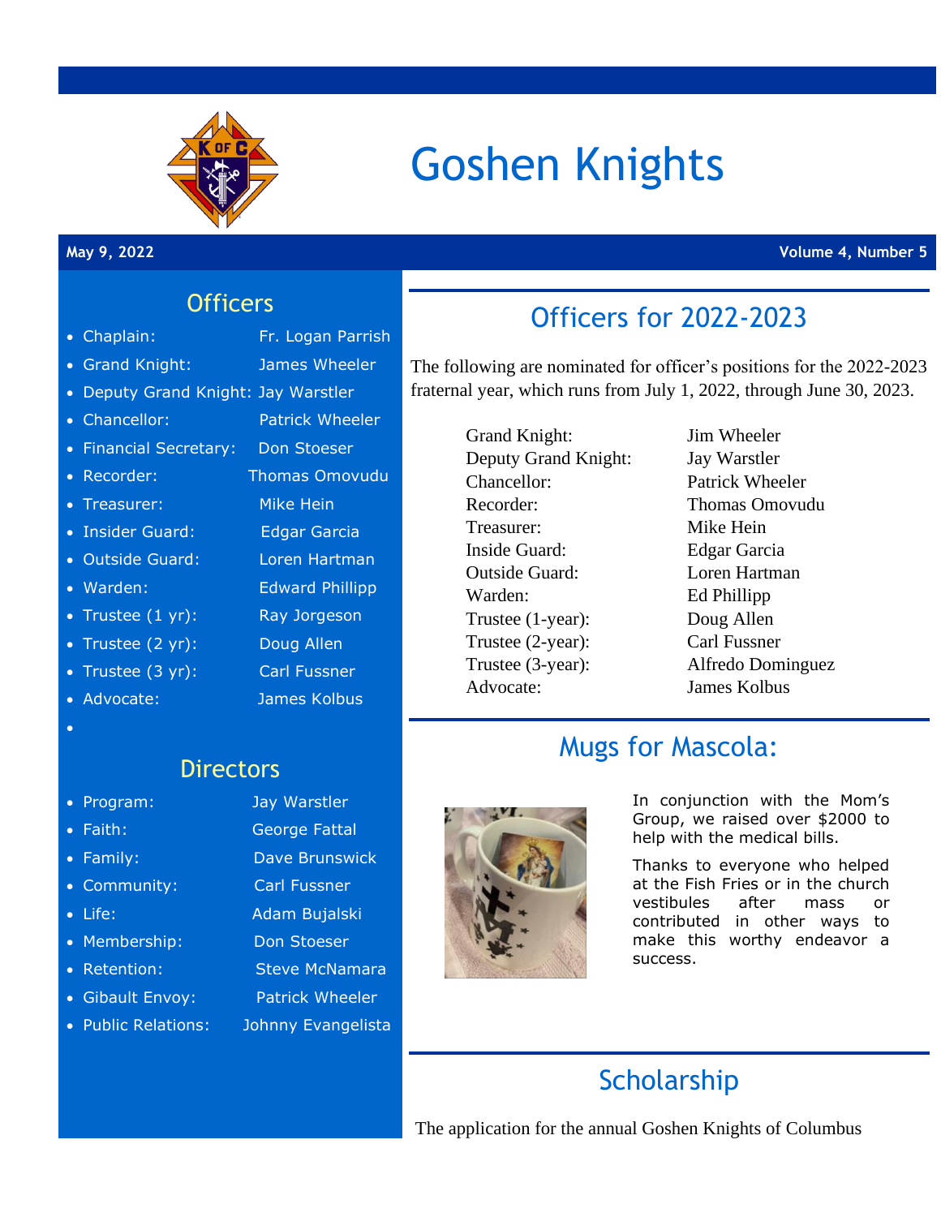# Goshen Knights

**May 9, 2022** **Volume 4, Number 5**

## Officers

- Chaplain: Fr. Logan Parrish
- Grand Knight: James Wheeler
- Deputy Grand Knight: Jay Warstler
- Chancellor: Patrick Wheeler
- Financial Secretary: Don Stoeser
- Recorder: Thomas Omovudu
- Treasurer: Mike Hein
- Insider Guard: Edgar Garcia
- Outside Guard: Loren Hartman
- Warden: Edward Phillipp
- Trustee (1 yr): Ray Jorgeson
- Trustee (2 yr): Doug Allen
- Trustee (3 yr): Carl Fussner
- Advocate: James Kolbus

## Directors

- Program: Jay Warstler
- Faith: George Fattal
- Family: Dave Brunswick
- Community: Carl Fussner
- Life: Adam Bujalski
- Membership: Don Stoeser
- Retention: Steve McNamara
- Gibault Envoy: Patrick Wheeler
- Public Relations: Johnny Evangelista

## Officers for 2022-2023

The following are nominated for officer's positions for the 2022-2023 fraternal year, which runs from July 1, 2022, through June 30, 2023.

| Position | Name |
|---|---|
| Grand Knight: | Jim Wheeler |
| Deputy Grand Knight: | Jay Warstler |
| Chancellor: | Patrick Wheeler |
| Recorder: | Thomas Omovudu |
| Treasurer: | Mike Hein |
| Inside Guard: | Edgar Garcia |
| Outside Guard: | Loren Hartman |
| Warden: | Ed Phillipp |
| Trustee (1-year): | Doug Allen |
| Trustee (2-year): | Carl Fussner |
| Trustee (3-year): | Alfredo Dominguez |
| Advocate: | James Kolbus |

## Mugs for Mascola:

In conjunction with the Mom's Group, we raised over $2000 to help with the medical bills.

Thanks to everyone who helped at the Fish Fries or in the church vestibules after mass or contributed in other ways to make this worthy endeavor a success.

## Scholarship

The application for the annual Goshen Knights of Columbus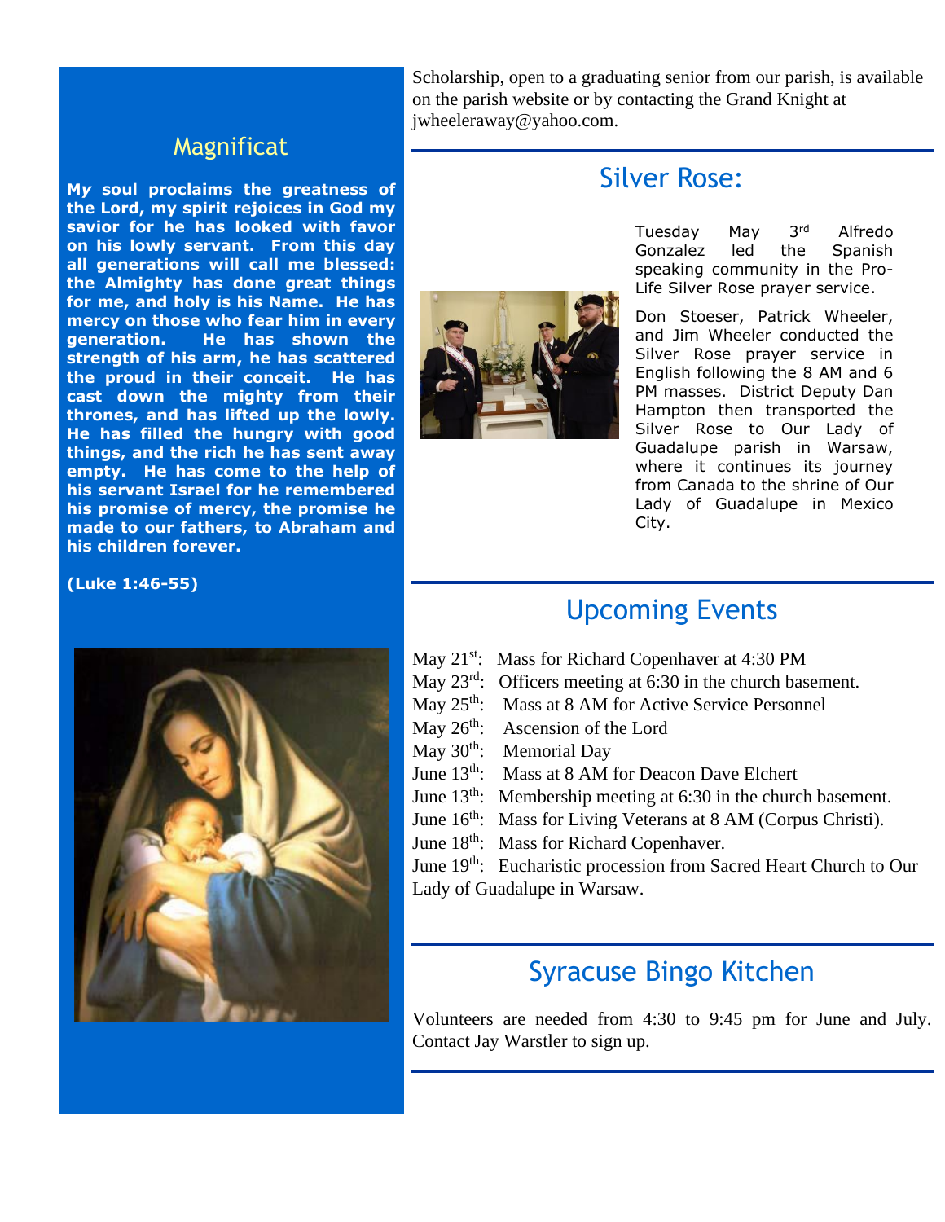## Magnificat

**My soul proclaims the greatness of the Lord, my spirit rejoices in God my savior for he has looked with favor on his lowly servant. From this day all generations will call me blessed: the Almighty has done great things for me, and holy is his Name. He has mercy on those who fear him in every generation. He has shown the strength of his arm, he has scattered the proud in their conceit. He has cast down the mighty from their thrones, and has lifted up the lowly. He has filled the hungry with good things, and the rich he has sent away empty. He has come to the help of his servant Israel for he remembered his promise of mercy, the promise he made to our fathers, to Abraham and his children forever.**

**(Luke 1:46-55)**

Scholarship, open to a graduating senior from our parish, is available on the parish website or by contacting the Grand Knight at jwheeleraway@yahoo.com.

## Silver Rose:

Tuesday May 3rd Alfredo Gonzalez led the Spanish speaking community in the Pro-Life Silver Rose prayer service.

Don Stoeser, Patrick Wheeler, and Jim Wheeler conducted the Silver Rose prayer service in English following the 8 AM and 6 PM masses. District Deputy Dan Hampton then transported the Silver Rose to Our Lady of Guadalupe parish in Warsaw, where it continues its journey from Canada to the shrine of Our Lady of Guadalupe in Mexico City.

## Upcoming Events

May 21st: Mass for Richard Copenhaver at 4:30 PM
May 23rd: Officers meeting at 6:30 in the church basement.
May 25th: Mass at 8 AM for Active Service Personnel
May 26th: Ascension of the Lord
May 30th: Memorial Day
June 13th: Mass at 8 AM for Deacon Dave Elchert
June 13th: Membership meeting at 6:30 in the church basement.
June 16th: Mass for Living Veterans at 8 AM (Corpus Christi).
June 18th: Mass for Richard Copenhaver.
June 19th: Eucharistic procession from Sacred Heart Church to Our Lady of Guadalupe in Warsaw.

## Syracuse Bingo Kitchen

Volunteers are needed from 4:30 to 9:45 pm for June and July. Contact Jay Warstler to sign up.